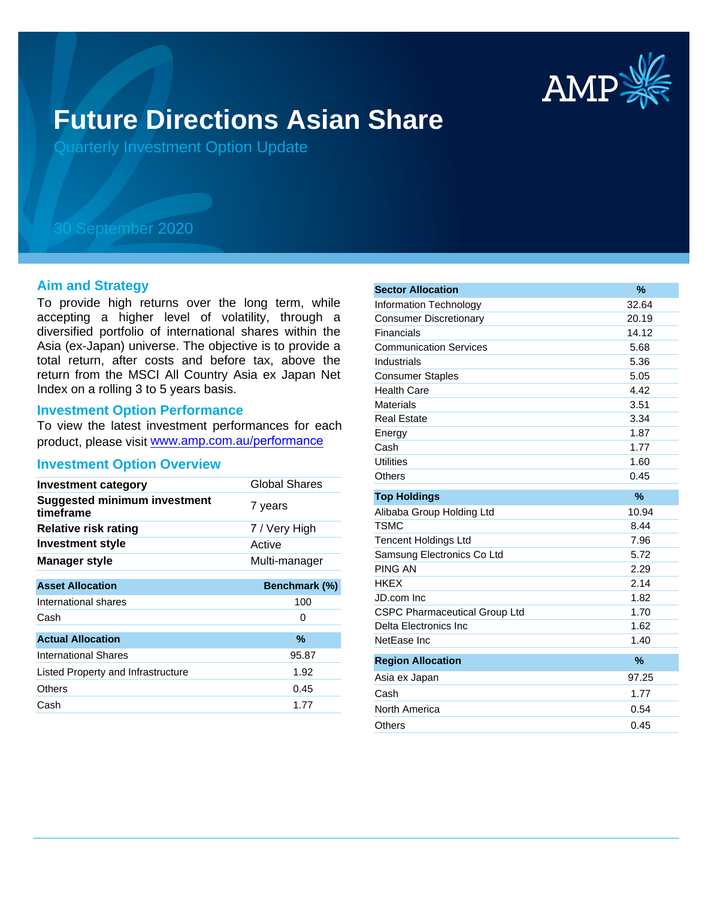# Future Directions Asian Share

Quarterly Investment Option Update

30 September 2020

## Aim and Strategy

To provide high returns over the long term, while accepting a higher level of volatility, through a diversified portfolio of international shares within the Asia (ex-Japan) universe. The objective is to provide a total return, after costs and before tax, above the return from the MSCI All Country Asia ex Japan Net Index on a rolling 3 to 5 years basis.

## Investment Option Performance

To view the latest investment performances for each product, please visit www.amp.com.au/performance

## Investment Option Overview

| | |
|---|---|
| **Investment category** | Global Shares |
| **Suggested minimum investment timeframe** | 7 years |
| **Relative risk rating** | 7 / Very High |
| **Investment style** | Active |
| **Manager style** | Multi-manager |

| Asset Allocation | Benchmark (%) |
|---|---|
| International shares | 100 |
| Cash | 0 |

| Actual Allocation | % |
|---|---|
| International Shares | 95.87 |
| Listed Property and Infrastructure | 1.92 |
| Others | 0.45 |
| Cash | 1.77 |

| Sector Allocation | % |
|---|---|
| Information Technology | 32.64 |
| Consumer Discretionary | 20.19 |
| Financials | 14.12 |
| Communication Services | 5.68 |
| Industrials | 5.36 |
| Consumer Staples | 5.05 |
| Health Care | 4.42 |
| Materials | 3.51 |
| Real Estate | 3.34 |
| Energy | 1.87 |
| Cash | 1.77 |
| Utilities | 1.60 |
| Others | 0.45 |

| Top Holdings | % |
|---|---|
| Alibaba Group Holding Ltd | 10.94 |
| TSMC | 8.44 |
| Tencent Holdings Ltd | 7.96 |
| Samsung Electronics Co Ltd | 5.72 |
| PING AN | 2.29 |
| HKEX | 2.14 |
| JD.com Inc | 1.82 |
| CSPC Pharmaceutical Group Ltd | 1.70 |
| Delta Electronics Inc | 1.62 |
| NetEase Inc | 1.40 |

| Region Allocation | % |
|---|---|
| Asia ex Japan | 97.25 |
| Cash | 1.77 |
| North America | 0.54 |
| Others | 0.45 |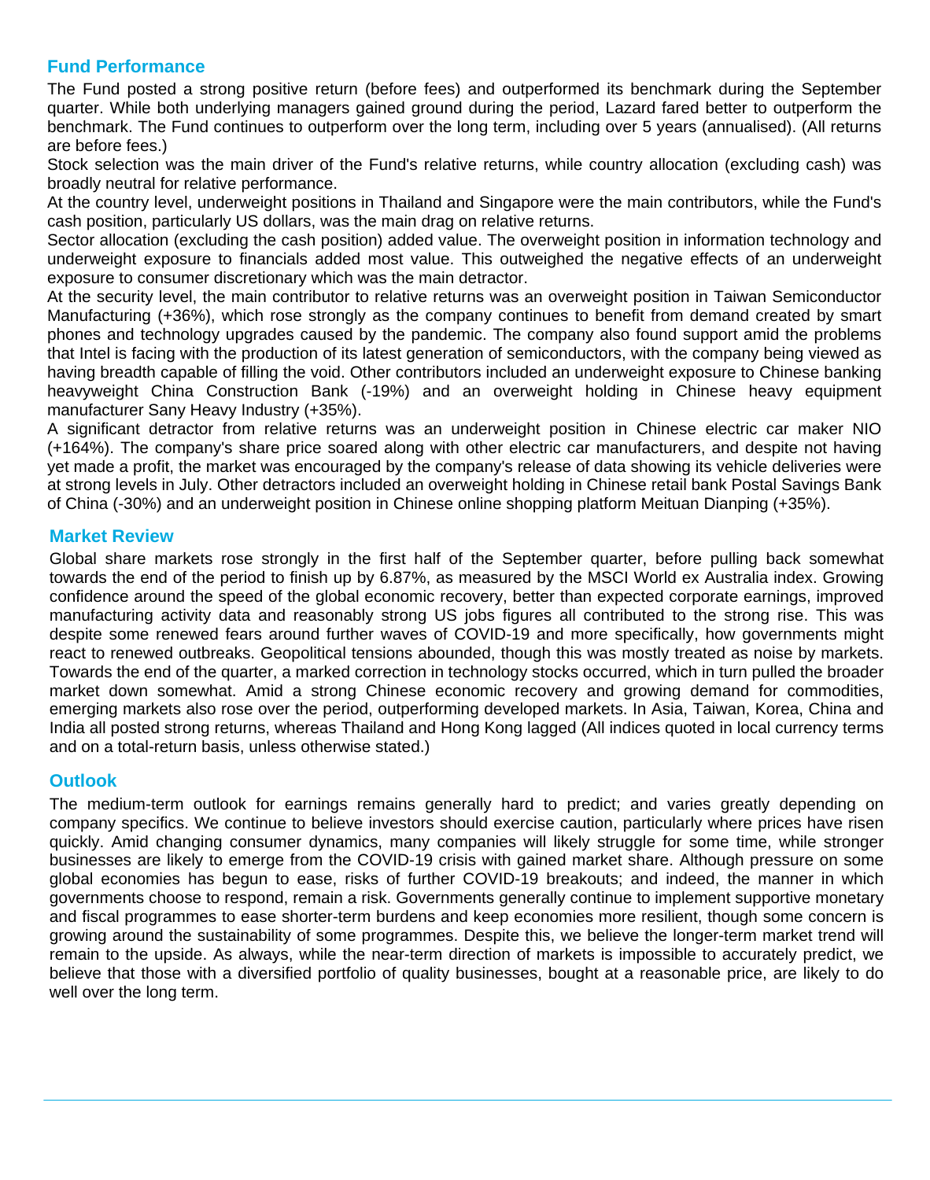## Fund Performance

The Fund posted a strong positive return (before fees) and outperformed its benchmark during the September quarter. While both underlying managers gained ground during the period, Lazard fared better to outperform the benchmark. The Fund continues to outperform over the long term, including over 5 years (annualised). (All returns are before fees.)

Stock selection was the main driver of the Fund's relative returns, while country allocation (excluding cash) was broadly neutral for relative performance.

At the country level, underweight positions in Thailand and Singapore were the main contributors, while the Fund's cash position, particularly US dollars, was the main drag on relative returns.

Sector allocation (excluding the cash position) added value. The overweight position in information technology and underweight exposure to financials added most value. This outweighed the negative effects of an underweight exposure to consumer discretionary which was the main detractor.

At the security level, the main contributor to relative returns was an overweight position in Taiwan Semiconductor Manufacturing (+36%), which rose strongly as the company continues to benefit from demand created by smart phones and technology upgrades caused by the pandemic. The company also found support amid the problems that Intel is facing with the production of its latest generation of semiconductors, with the company being viewed as having breadth capable of filling the void. Other contributors included an underweight exposure to Chinese banking heavyweight China Construction Bank (-19%) and an overweight holding in Chinese heavy equipment manufacturer Sany Heavy Industry (+35%).

A significant detractor from relative returns was an underweight position in Chinese electric car maker NIO (+164%). The company's share price soared along with other electric car manufacturers, and despite not having yet made a profit, the market was encouraged by the company's release of data showing its vehicle deliveries were at strong levels in July. Other detractors included an overweight holding in Chinese retail bank Postal Savings Bank of China (-30%) and an underweight position in Chinese online shopping platform Meituan Dianping (+35%).

## Market Review

Global share markets rose strongly in the first half of the September quarter, before pulling back somewhat towards the end of the period to finish up by 6.87%, as measured by the MSCI World ex Australia index. Growing confidence around the speed of the global economic recovery, better than expected corporate earnings, improved manufacturing activity data and reasonably strong US jobs figures all contributed to the strong rise. This was despite some renewed fears around further waves of COVID-19 and more specifically, how governments might react to renewed outbreaks. Geopolitical tensions abounded, though this was mostly treated as noise by markets. Towards the end of the quarter, a marked correction in technology stocks occurred, which in turn pulled the broader market down somewhat. Amid a strong Chinese economic recovery and growing demand for commodities, emerging markets also rose over the period, outperforming developed markets. In Asia, Taiwan, Korea, China and India all posted strong returns, whereas Thailand and Hong Kong lagged (All indices quoted in local currency terms and on a total-return basis, unless otherwise stated.)

## Outlook

The medium-term outlook for earnings remains generally hard to predict; and varies greatly depending on company specifics. We continue to believe investors should exercise caution, particularly where prices have risen quickly. Amid changing consumer dynamics, many companies will likely struggle for some time, while stronger businesses are likely to emerge from the COVID-19 crisis with gained market share. Although pressure on some global economies has begun to ease, risks of further COVID-19 breakouts; and indeed, the manner in which governments choose to respond, remain a risk. Governments generally continue to implement supportive monetary and fiscal programmes to ease shorter-term burdens and keep economies more resilient, though some concern is growing around the sustainability of some programmes. Despite this, we believe the longer-term market trend will remain to the upside. As always, while the near-term direction of markets is impossible to accurately predict, we believe that those with a diversified portfolio of quality businesses, bought at a reasonable price, are likely to do well over the long term.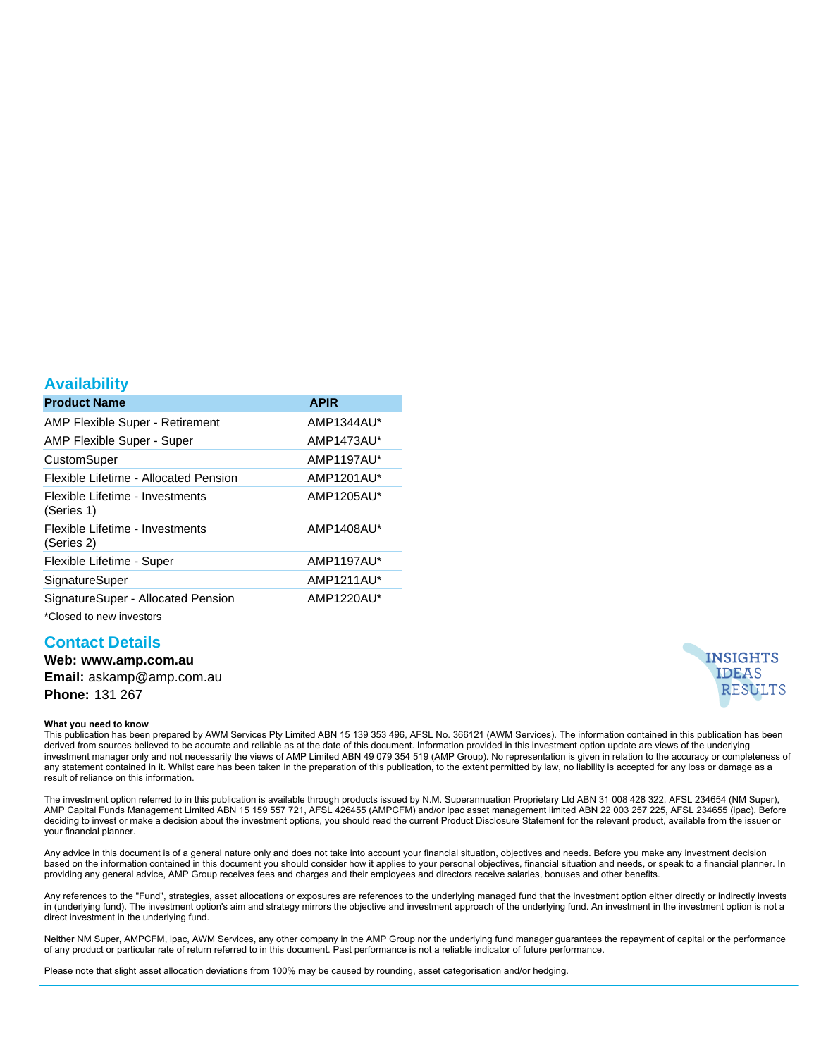## Availability

| Product Name | APIR |
| --- | --- |
| AMP Flexible Super - Retirement | AMP1344AU* |
| AMP Flexible Super - Super | AMP1473AU* |
| CustomSuper | AMP1197AU* |
| Flexible Lifetime - Allocated Pension | AMP1201AU* |
| Flexible Lifetime - Investments (Series 1) | AMP1205AU* |
| Flexible Lifetime - Investments (Series 2) | AMP1408AU* |
| Flexible Lifetime - Super | AMP1197AU* |
| SignatureSuper | AMP1211AU* |
| SignatureSuper - Allocated Pension | AMP1220AU* |

*Closed to new investors

## Contact Details

**Web: www.amp.com.au**
**Email:** askamp@amp.com.au
**Phone:** 131 267

INSIGHTS
IDEAS
RESULTS

**What you need to know**

This publication has been prepared by AWM Services Pty Limited ABN 15 139 353 496, AFSL No. 366121 (AWM Services). The information contained in this publication has been derived from sources believed to be accurate and reliable as at the date of this document. Information provided in this investment option update are views of the underlying investment manager only and not necessarily the views of AMP Limited ABN 49 079 354 519 (AMP Group). No representation is given in relation to the accuracy or completeness of any statement contained in it. Whilst care has been taken in the preparation of this publication, to the extent permitted by law, no liability is accepted for any loss or damage as a result of reliance on this information.

The investment option referred to in this publication is available through products issued by N.M. Superannuation Proprietary Ltd ABN 31 008 428 322, AFSL 234654 (NM Super), AMP Capital Funds Management Limited ABN 15 159 557 721, AFSL 426455 (AMPCFM) and/or ipac asset management limited ABN 22 003 257 225, AFSL 234655 (ipac). Before deciding to invest or make a decision about the investment options, you should read the current Product Disclosure Statement for the relevant product, available from the issuer or your financial planner.

Any advice in this document is of a general nature only and does not take into account your financial situation, objectives and needs. Before you make any investment decision based on the information contained in this document you should consider how it applies to your personal objectives, financial situation and needs, or speak to a financial planner. In providing any general advice, AMP Group receives fees and charges and their employees and directors receive salaries, bonuses and other benefits.

Any references to the "Fund", strategies, asset allocations or exposures are references to the underlying managed fund that the investment option either directly or indirectly invests in (underlying fund). The investment option's aim and strategy mirrors the objective and investment approach of the underlying fund. An investment in the investment option is not a direct investment in the underlying fund.

Neither NM Super, AMPCFM, ipac, AWM Services, any other company in the AMP Group nor the underlying fund manager guarantees the repayment of capital or the performance of any product or particular rate of return referred to in this document. Past performance is not a reliable indicator of future performance.

Please note that slight asset allocation deviations from 100% may be caused by rounding, asset categorisation and/or hedging.